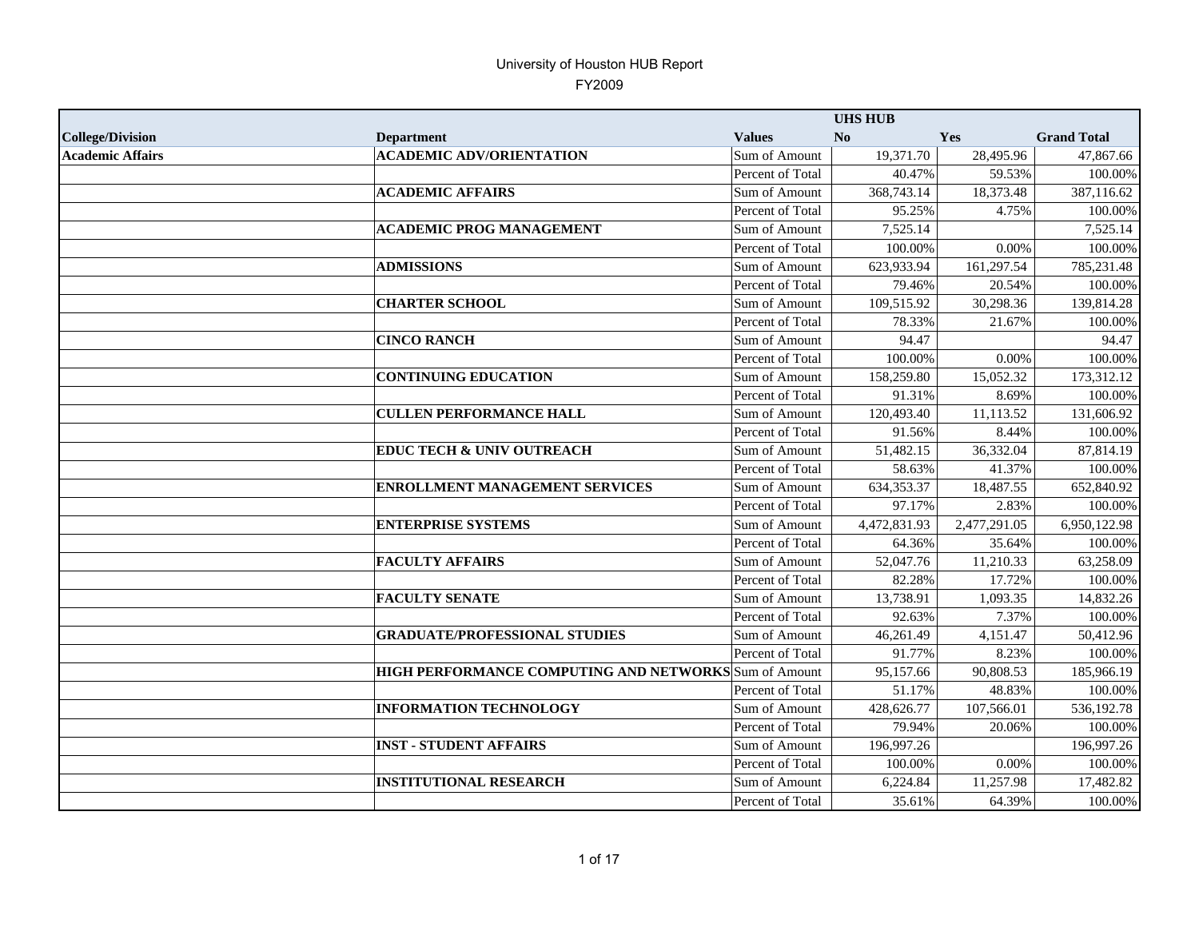# University of Houston HUB Report

FY2009

| | | | UHS HUB | | |
|---|---|---|---|---|---|
| **College/Division** | **Department** | **Values** | **No** | **Yes** | **Grand Total** |
| **Academic Affairs** | **ACADEMIC ADV/ORIENTATION** | Sum of Amount | 19,371.70 | 28,495.96 | 47,867.66 |
| | | Percent of Total | 40.47% | 59.53% | 100.00% |
| | **ACADEMIC AFFAIRS** | Sum of Amount | 368,743.14 | 18,373.48 | 387,116.62 |
| | | Percent of Total | 95.25% | 4.75% | 100.00% |
| | **ACADEMIC PROG MANAGEMENT** | Sum of Amount | 7,525.14 | | 7,525.14 |
| | | Percent of Total | 100.00% | 0.00% | 100.00% |
| | **ADMISSIONS** | Sum of Amount | 623,933.94 | 161,297.54 | 785,231.48 |
| | | Percent of Total | 79.46% | 20.54% | 100.00% |
| | **CHARTER SCHOOL** | Sum of Amount | 109,515.92 | 30,298.36 | 139,814.28 |
| | | Percent of Total | 78.33% | 21.67% | 100.00% |
| | **CINCO RANCH** | Sum of Amount | 94.47 | | 94.47 |
| | | Percent of Total | 100.00% | 0.00% | 100.00% |
| | **CONTINUING EDUCATION** | Sum of Amount | 158,259.80 | 15,052.32 | 173,312.12 |
| | | Percent of Total | 91.31% | 8.69% | 100.00% |
| | **CULLEN PERFORMANCE HALL** | Sum of Amount | 120,493.40 | 11,113.52 | 131,606.92 |
| | | Percent of Total | 91.56% | 8.44% | 100.00% |
| | **EDUC TECH & UNIV OUTREACH** | Sum of Amount | 51,482.15 | 36,332.04 | 87,814.19 |
| | | Percent of Total | 58.63% | 41.37% | 100.00% |
| | **ENROLLMENT MANAGEMENT SERVICES** | Sum of Amount | 634,353.37 | 18,487.55 | 652,840.92 |
| | | Percent of Total | 97.17% | 2.83% | 100.00% |
| | **ENTERPRISE SYSTEMS** | Sum of Amount | 4,472,831.93 | 2,477,291.05 | 6,950,122.98 |
| | | Percent of Total | 64.36% | 35.64% | 100.00% |
| | **FACULTY AFFAIRS** | Sum of Amount | 52,047.76 | 11,210.33 | 63,258.09 |
| | | Percent of Total | 82.28% | 17.72% | 100.00% |
| | **FACULTY SENATE** | Sum of Amount | 13,738.91 | 1,093.35 | 14,832.26 |
| | | Percent of Total | 92.63% | 7.37% | 100.00% |
| | **GRADUATE/PROFESSIONAL STUDIES** | Sum of Amount | 46,261.49 | 4,151.47 | 50,412.96 |
| | | Percent of Total | 91.77% | 8.23% | 100.00% |
| | **HIGH PERFORMANCE COMPUTING AND NETWORKS** | Sum of Amount | 95,157.66 | 90,808.53 | 185,966.19 |
| | | Percent of Total | 51.17% | 48.83% | 100.00% |
| | **INFORMATION TECHNOLOGY** | Sum of Amount | 428,626.77 | 107,566.01 | 536,192.78 |
| | | Percent of Total | 79.94% | 20.06% | 100.00% |
| | **INST - STUDENT AFFAIRS** | Sum of Amount | 196,997.26 | | 196,997.26 |
| | | Percent of Total | 100.00% | 0.00% | 100.00% |
| | **INSTITUTIONAL RESEARCH** | Sum of Amount | 6,224.84 | 11,257.98 | 17,482.82 |
| | | Percent of Total | 35.61% | 64.39% | 100.00% |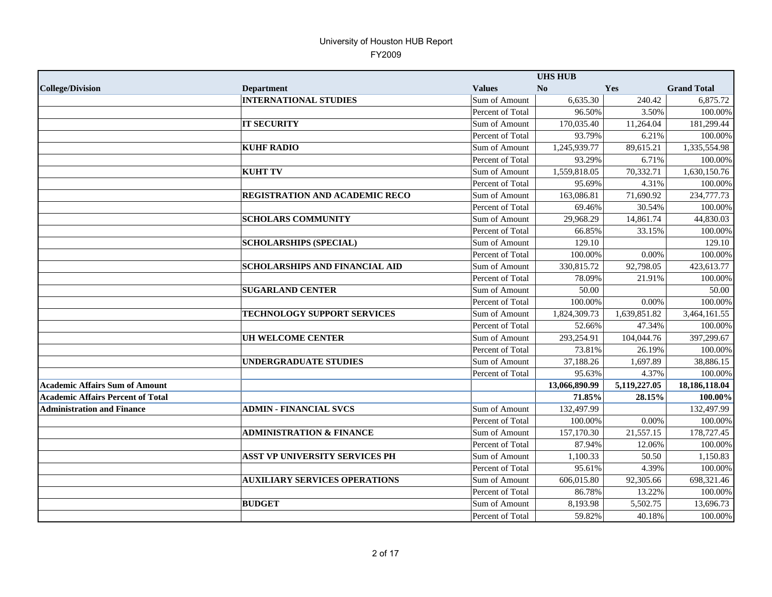# University of Houston HUB Report

FY2009

| | | | UHS HUB | | |
|---|---|---|---|---|---|
| **College/Division** | **Department** | **Values** | **No** | **Yes** | **Grand Total** |
| | **INTERNATIONAL STUDIES** | Sum of Amount | 6,635.30 | 240.42 | 6,875.72 |
| | | Percent of Total | 96.50% | 3.50% | 100.00% |
| | **IT SECURITY** | Sum of Amount | 170,035.40 | 11,264.04 | 181,299.44 |
| | | Percent of Total | 93.79% | 6.21% | 100.00% |
| | **KUHF RADIO** | Sum of Amount | 1,245,939.77 | 89,615.21 | 1,335,554.98 |
| | | Percent of Total | 93.29% | 6.71% | 100.00% |
| | **KUHT TV** | Sum of Amount | 1,559,818.05 | 70,332.71 | 1,630,150.76 |
| | | Percent of Total | 95.69% | 4.31% | 100.00% |
| | **REGISTRATION AND ACADEMIC RECO** | Sum of Amount | 163,086.81 | 71,690.92 | 234,777.73 |
| | | Percent of Total | 69.46% | 30.54% | 100.00% |
| | **SCHOLARS COMMUNITY** | Sum of Amount | 29,968.29 | 14,861.74 | 44,830.03 |
| | | Percent of Total | 66.85% | 33.15% | 100.00% |
| | **SCHOLARSHIPS (SPECIAL)** | Sum of Amount | 129.10 | | 129.10 |
| | | Percent of Total | 100.00% | 0.00% | 100.00% |
| | **SCHOLARSHIPS AND FINANCIAL AID** | Sum of Amount | 330,815.72 | 92,798.05 | 423,613.77 |
| | | Percent of Total | 78.09% | 21.91% | 100.00% |
| | **SUGARLAND CENTER** | Sum of Amount | 50.00 | | 50.00 |
| | | Percent of Total | 100.00% | 0.00% | 100.00% |
| | **TECHNOLOGY SUPPORT SERVICES** | Sum of Amount | 1,824,309.73 | 1,639,851.82 | 3,464,161.55 |
| | | Percent of Total | 52.66% | 47.34% | 100.00% |
| | **UH WELCOME CENTER** | Sum of Amount | 293,254.91 | 104,044.76 | 397,299.67 |
| | | Percent of Total | 73.81% | 26.19% | 100.00% |
| | **UNDERGRADUATE STUDIES** | Sum of Amount | 37,188.26 | 1,697.89 | 38,886.15 |
| | | Percent of Total | 95.63% | 4.37% | 100.00% |
| **Academic Affairs Sum of Amount** | | | **13,066,890.99** | **5,119,227.05** | **18,186,118.04** |
| **Academic Affairs Percent of Total** | | | **71.85%** | **28.15%** | **100.00%** |
| **Administration and Finance** | **ADMIN - FINANCIAL SVCS** | Sum of Amount | 132,497.99 | | 132,497.99 |
| | | Percent of Total | 100.00% | 0.00% | 100.00% |
| | **ADMINISTRATION & FINANCE** | Sum of Amount | 157,170.30 | 21,557.15 | 178,727.45 |
| | | Percent of Total | 87.94% | 12.06% | 100.00% |
| | **ASST VP UNIVERSITY SERVICES PH** | Sum of Amount | 1,100.33 | 50.50 | 1,150.83 |
| | | Percent of Total | 95.61% | 4.39% | 100.00% |
| | **AUXILIARY SERVICES OPERATIONS** | Sum of Amount | 606,015.80 | 92,305.66 | 698,321.46 |
| | | Percent of Total | 86.78% | 13.22% | 100.00% |
| | **BUDGET** | Sum of Amount | 8,193.98 | 5,502.75 | 13,696.73 |
| | | Percent of Total | 59.82% | 40.18% | 100.00% |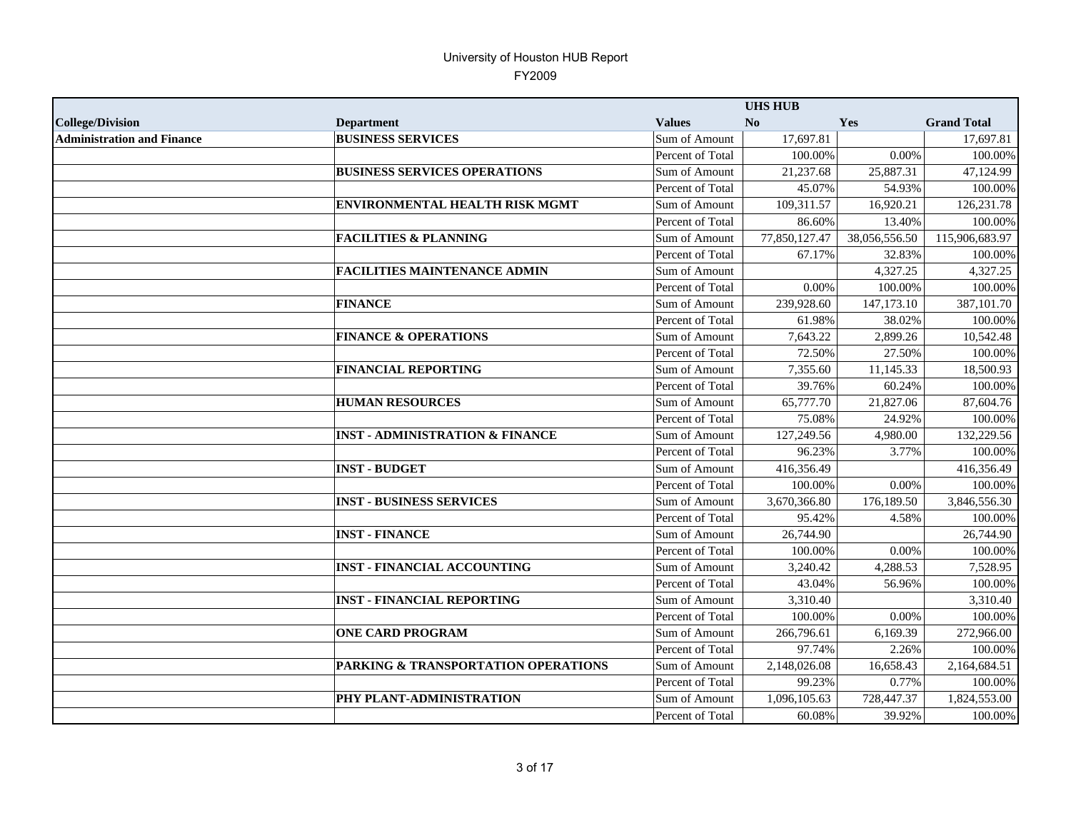University of Houston HUB Report

FY2009

| College/Division | Department | Values | UHS HUB No | Yes | Grand Total |
|---|---|---|---|---|---|
| **Administration and Finance** | **BUSINESS SERVICES** | Sum of Amount | 17,697.81 | | 17,697.81 |
| | | Percent of Total | 100.00% | 0.00% | 100.00% |
| | **BUSINESS SERVICES OPERATIONS** | Sum of Amount | 21,237.68 | 25,887.31 | 47,124.99 |
| | | Percent of Total | 45.07% | 54.93% | 100.00% |
| | **ENVIRONMENTAL HEALTH RISK MGMT** | Sum of Amount | 109,311.57 | 16,920.21 | 126,231.78 |
| | | Percent of Total | 86.60% | 13.40% | 100.00% |
| | **FACILITIES & PLANNING** | Sum of Amount | 77,850,127.47 | 38,056,556.50 | 115,906,683.97 |
| | | Percent of Total | 67.17% | 32.83% | 100.00% |
| | **FACILITIES MAINTENANCE ADMIN** | Sum of Amount | | 4,327.25 | 4,327.25 |
| | | Percent of Total | 0.00% | 100.00% | 100.00% |
| | **FINANCE** | Sum of Amount | 239,928.60 | 147,173.10 | 387,101.70 |
| | | Percent of Total | 61.98% | 38.02% | 100.00% |
| | **FINANCE & OPERATIONS** | Sum of Amount | 7,643.22 | 2,899.26 | 10,542.48 |
| | | Percent of Total | 72.50% | 27.50% | 100.00% |
| | **FINANCIAL REPORTING** | Sum of Amount | 7,355.60 | 11,145.33 | 18,500.93 |
| | | Percent of Total | 39.76% | 60.24% | 100.00% |
| | **HUMAN RESOURCES** | Sum of Amount | 65,777.70 | 21,827.06 | 87,604.76 |
| | | Percent of Total | 75.08% | 24.92% | 100.00% |
| | **INST - ADMINISTRATION & FINANCE** | Sum of Amount | 127,249.56 | 4,980.00 | 132,229.56 |
| | | Percent of Total | 96.23% | 3.77% | 100.00% |
| | **INST - BUDGET** | Sum of Amount | 416,356.49 | | 416,356.49 |
| | | Percent of Total | 100.00% | 0.00% | 100.00% |
| | **INST - BUSINESS SERVICES** | Sum of Amount | 3,670,366.80 | 176,189.50 | 3,846,556.30 |
| | | Percent of Total | 95.42% | 4.58% | 100.00% |
| | **INST - FINANCE** | Sum of Amount | 26,744.90 | | 26,744.90 |
| | | Percent of Total | 100.00% | 0.00% | 100.00% |
| | **INST - FINANCIAL ACCOUNTING** | Sum of Amount | 3,240.42 | 4,288.53 | 7,528.95 |
| | | Percent of Total | 43.04% | 56.96% | 100.00% |
| | **INST - FINANCIAL REPORTING** | Sum of Amount | 3,310.40 | | 3,310.40 |
| | | Percent of Total | 100.00% | 0.00% | 100.00% |
| | **ONE CARD PROGRAM** | Sum of Amount | 266,796.61 | 6,169.39 | 272,966.00 |
| | | Percent of Total | 97.74% | 2.26% | 100.00% |
| | **PARKING & TRANSPORTATION OPERATIONS** | Sum of Amount | 2,148,026.08 | 16,658.43 | 2,164,684.51 |
| | | Percent of Total | 99.23% | 0.77% | 100.00% |
| | **PHY PLANT-ADMINISTRATION** | Sum of Amount | 1,096,105.63 | 728,447.37 | 1,824,553.00 |
| | | Percent of Total | 60.08% | 39.92% | 100.00% |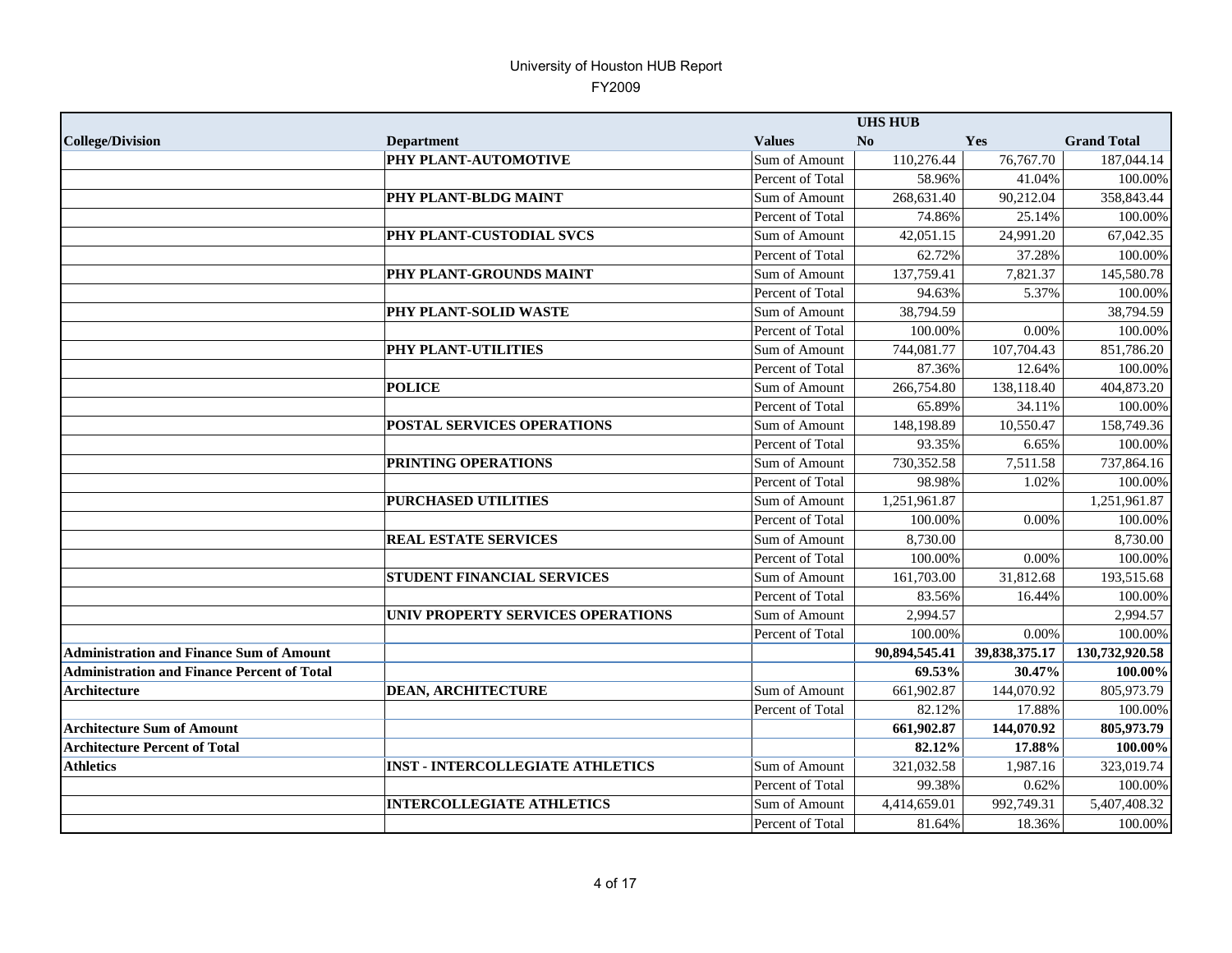# University of Houston HUB Report

FY2009

| College/Division | Department | Values | UHS HUB No | Yes | Grand Total |
|---|---|---|---|---|---|
| | **PHY PLANT-AUTOMOTIVE** | Sum of Amount | 110,276.44 | 76,767.70 | 187,044.14 |
| | | Percent of Total | 58.96% | 41.04% | 100.00% |
| | **PHY PLANT-BLDG MAINT** | Sum of Amount | 268,631.40 | 90,212.04 | 358,843.44 |
| | | Percent of Total | 74.86% | 25.14% | 100.00% |
| | **PHY PLANT-CUSTODIAL SVCS** | Sum of Amount | 42,051.15 | 24,991.20 | 67,042.35 |
| | | Percent of Total | 62.72% | 37.28% | 100.00% |
| | **PHY PLANT-GROUNDS MAINT** | Sum of Amount | 137,759.41 | 7,821.37 | 145,580.78 |
| | | Percent of Total | 94.63% | 5.37% | 100.00% |
| | **PHY PLANT-SOLID WASTE** | Sum of Amount | 38,794.59 | | 38,794.59 |
| | | Percent of Total | 100.00% | 0.00% | 100.00% |
| | **PHY PLANT-UTILITIES** | Sum of Amount | 744,081.77 | 107,704.43 | 851,786.20 |
| | | Percent of Total | 87.36% | 12.64% | 100.00% |
| | **POLICE** | Sum of Amount | 266,754.80 | 138,118.40 | 404,873.20 |
| | | Percent of Total | 65.89% | 34.11% | 100.00% |
| | **POSTAL SERVICES OPERATIONS** | Sum of Amount | 148,198.89 | 10,550.47 | 158,749.36 |
| | | Percent of Total | 93.35% | 6.65% | 100.00% |
| | **PRINTING OPERATIONS** | Sum of Amount | 730,352.58 | 7,511.58 | 737,864.16 |
| | | Percent of Total | 98.98% | 1.02% | 100.00% |
| | **PURCHASED UTILITIES** | Sum of Amount | 1,251,961.87 | | 1,251,961.87 |
| | | Percent of Total | 100.00% | 0.00% | 100.00% |
| | **REAL ESTATE SERVICES** | Sum of Amount | 8,730.00 | | 8,730.00 |
| | | Percent of Total | 100.00% | 0.00% | 100.00% |
| | **STUDENT FINANCIAL SERVICES** | Sum of Amount | 161,703.00 | 31,812.68 | 193,515.68 |
| | | Percent of Total | 83.56% | 16.44% | 100.00% |
| | **UNIV PROPERTY SERVICES OPERATIONS** | Sum of Amount | 2,994.57 | | 2,994.57 |
| | | Percent of Total | 100.00% | 0.00% | 100.00% |
| **Administration and Finance Sum of Amount** | | | **90,894,545.41** | **39,838,375.17** | **130,732,920.58** |
| **Administration and Finance Percent of Total** | | | **69.53%** | **30.47%** | **100.00%** |
| **Architecture** | **DEAN, ARCHITECTURE** | Sum of Amount | 661,902.87 | 144,070.92 | 805,973.79 |
| | | Percent of Total | 82.12% | 17.88% | 100.00% |
| **Architecture Sum of Amount** | | | **661,902.87** | **144,070.92** | **805,973.79** |
| **Architecture Percent of Total** | | | **82.12%** | **17.88%** | **100.00%** |
| **Athletics** | **INST - INTERCOLLEGIATE ATHLETICS** | Sum of Amount | 321,032.58 | 1,987.16 | 323,019.74 |
| | | Percent of Total | 99.38% | 0.62% | 100.00% |
| | **INTERCOLLEGIATE ATHLETICS** | Sum of Amount | 4,414,659.01 | 992,749.31 | 5,407,408.32 |
| | | Percent of Total | 81.64% | 18.36% | 100.00% |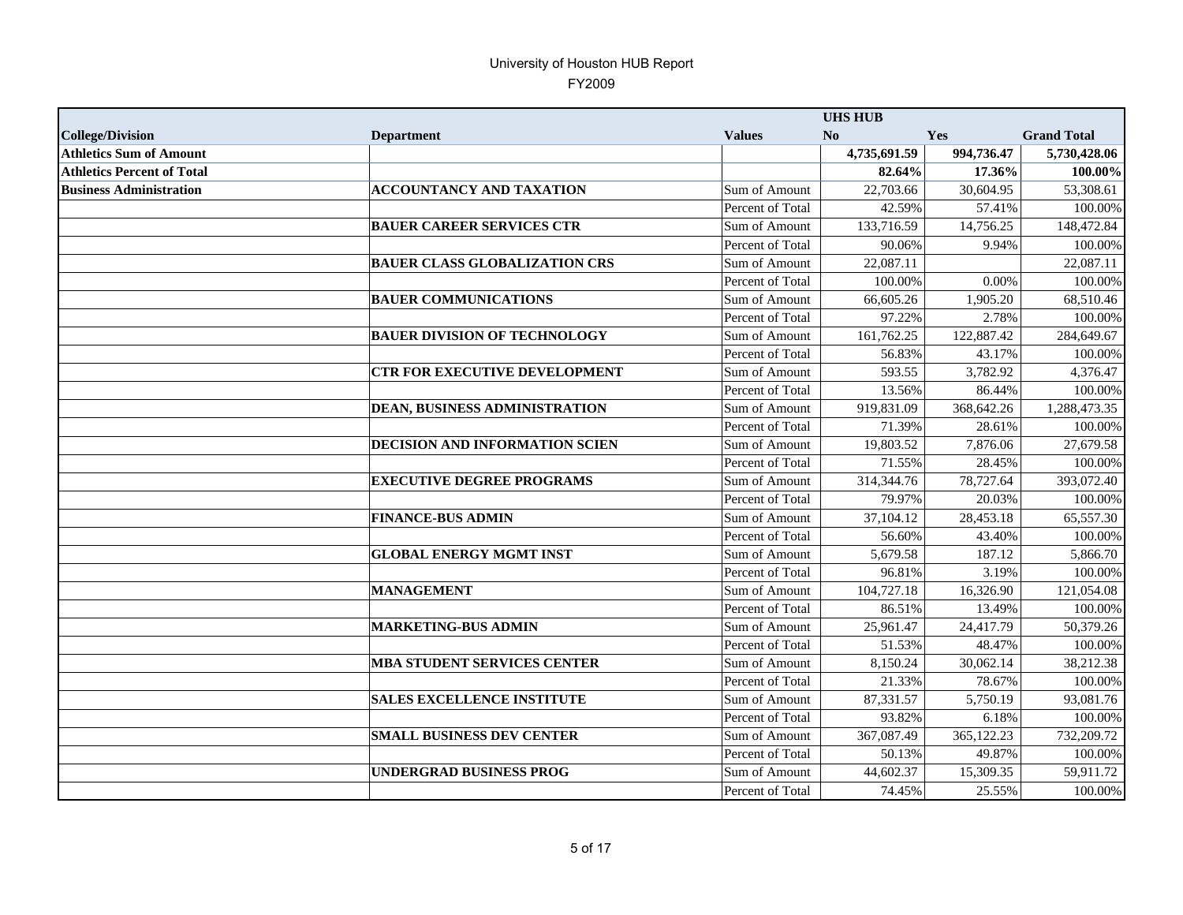# University of Houston HUB Report

FY2009

| | | | UHS HUB | | |
|---|---|---|---|---|---|
| **College/Division** | **Department** | **Values** | **No** | **Yes** | **Grand Total** |
| **Athletics Sum of Amount** | | | **4,735,691.59** | **994,736.47** | **5,730,428.06** |
| **Athletics Percent of Total** | | | **82.64%** | **17.36%** | **100.00%** |
| **Business Administration** | **ACCOUNTANCY AND TAXATION** | Sum of Amount | 22,703.66 | 30,604.95 | 53,308.61 |
| | | Percent of Total | 42.59% | 57.41% | 100.00% |
| | **BAUER CAREER SERVICES CTR** | Sum of Amount | 133,716.59 | 14,756.25 | 148,472.84 |
| | | Percent of Total | 90.06% | 9.94% | 100.00% |
| | **BAUER CLASS GLOBALIZATION CRS** | Sum of Amount | 22,087.11 | | 22,087.11 |
| | | Percent of Total | 100.00% | 0.00% | 100.00% |
| | **BAUER COMMUNICATIONS** | Sum of Amount | 66,605.26 | 1,905.20 | 68,510.46 |
| | | Percent of Total | 97.22% | 2.78% | 100.00% |
| | **BAUER DIVISION OF TECHNOLOGY** | Sum of Amount | 161,762.25 | 122,887.42 | 284,649.67 |
| | | Percent of Total | 56.83% | 43.17% | 100.00% |
| | **CTR FOR EXECUTIVE DEVELOPMENT** | Sum of Amount | 593.55 | 3,782.92 | 4,376.47 |
| | | Percent of Total | 13.56% | 86.44% | 100.00% |
| | **DEAN, BUSINESS ADMINISTRATION** | Sum of Amount | 919,831.09 | 368,642.26 | 1,288,473.35 |
| | | Percent of Total | 71.39% | 28.61% | 100.00% |
| | **DECISION AND INFORMATION SCIEN** | Sum of Amount | 19,803.52 | 7,876.06 | 27,679.58 |
| | | Percent of Total | 71.55% | 28.45% | 100.00% |
| | **EXECUTIVE DEGREE PROGRAMS** | Sum of Amount | 314,344.76 | 78,727.64 | 393,072.40 |
| | | Percent of Total | 79.97% | 20.03% | 100.00% |
| | **FINANCE-BUS ADMIN** | Sum of Amount | 37,104.12 | 28,453.18 | 65,557.30 |
| | | Percent of Total | 56.60% | 43.40% | 100.00% |
| | **GLOBAL ENERGY MGMT INST** | Sum of Amount | 5,679.58 | 187.12 | 5,866.70 |
| | | Percent of Total | 96.81% | 3.19% | 100.00% |
| | **MANAGEMENT** | Sum of Amount | 104,727.18 | 16,326.90 | 121,054.08 |
| | | Percent of Total | 86.51% | 13.49% | 100.00% |
| | **MARKETING-BUS ADMIN** | Sum of Amount | 25,961.47 | 24,417.79 | 50,379.26 |
| | | Percent of Total | 51.53% | 48.47% | 100.00% |
| | **MBA STUDENT SERVICES CENTER** | Sum of Amount | 8,150.24 | 30,062.14 | 38,212.38 |
| | | Percent of Total | 21.33% | 78.67% | 100.00% |
| | **SALES EXCELLENCE INSTITUTE** | Sum of Amount | 87,331.57 | 5,750.19 | 93,081.76 |
| | | Percent of Total | 93.82% | 6.18% | 100.00% |
| | **SMALL BUSINESS DEV CENTER** | Sum of Amount | 367,087.49 | 365,122.23 | 732,209.72 |
| | | Percent of Total | 50.13% | 49.87% | 100.00% |
| | **UNDERGRAD BUSINESS PROG** | Sum of Amount | 44,602.37 | 15,309.35 | 59,911.72 |
| | | Percent of Total | 74.45% | 25.55% | 100.00% |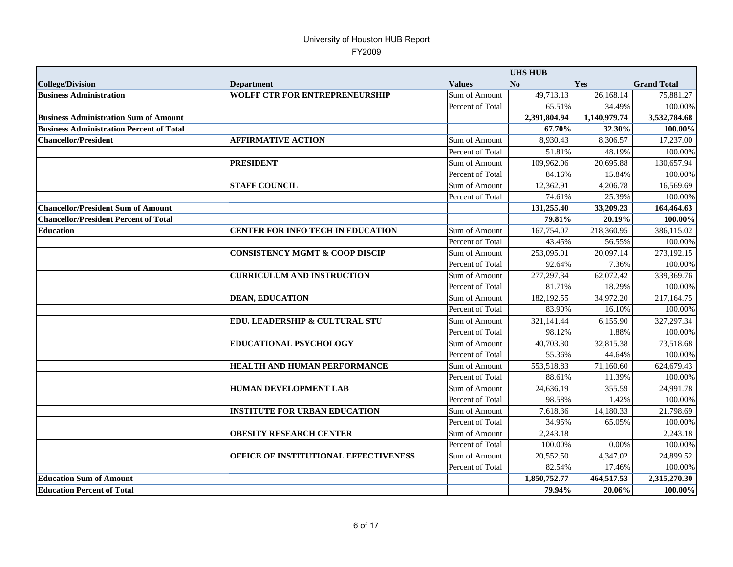University of Houston HUB Report

FY2009

| | | | UHS HUB | | |
|---|---|---|---|---|---|
| **College/Division** | **Department** | **Values** | **No** | **Yes** | **Grand Total** |
| **Business Administration** | **WOLFF CTR FOR ENTREPRENEURSHIP** | Sum of Amount | 49,713.13 | 26,168.14 | 75,881.27 |
| | | Percent of Total | 65.51% | 34.49% | 100.00% |
| **Business Administration Sum of Amount** | | | **2,391,804.94** | **1,140,979.74** | **3,532,784.68** |
| **Business Administration Percent of Total** | | | **67.70%** | **32.30%** | **100.00%** |
| **Chancellor/President** | **AFFIRMATIVE ACTION** | Sum of Amount | 8,930.43 | 8,306.57 | 17,237.00 |
| | | Percent of Total | 51.81% | 48.19% | 100.00% |
| | **PRESIDENT** | Sum of Amount | 109,962.06 | 20,695.88 | 130,657.94 |
| | | Percent of Total | 84.16% | 15.84% | 100.00% |
| | **STAFF COUNCIL** | Sum of Amount | 12,362.91 | 4,206.78 | 16,569.69 |
| | | Percent of Total | 74.61% | 25.39% | 100.00% |
| **Chancellor/President Sum of Amount** | | | **131,255.40** | **33,209.23** | **164,464.63** |
| **Chancellor/President Percent of Total** | | | **79.81%** | **20.19%** | **100.00%** |
| **Education** | **CENTER FOR INFO TECH IN EDUCATION** | Sum of Amount | 167,754.07 | 218,360.95 | 386,115.02 |
| | | Percent of Total | 43.45% | 56.55% | 100.00% |
| | **CONSISTENCY MGMT & COOP DISCIP** | Sum of Amount | 253,095.01 | 20,097.14 | 273,192.15 |
| | | Percent of Total | 92.64% | 7.36% | 100.00% |
| | **CURRICULUM AND INSTRUCTION** | Sum of Amount | 277,297.34 | 62,072.42 | 339,369.76 |
| | | Percent of Total | 81.71% | 18.29% | 100.00% |
| | **DEAN, EDUCATION** | Sum of Amount | 182,192.55 | 34,972.20 | 217,164.75 |
| | | Percent of Total | 83.90% | 16.10% | 100.00% |
| | **EDU. LEADERSHIP & CULTURAL STU** | Sum of Amount | 321,141.44 | 6,155.90 | 327,297.34 |
| | | Percent of Total | 98.12% | 1.88% | 100.00% |
| | **EDUCATIONAL PSYCHOLOGY** | Sum of Amount | 40,703.30 | 32,815.38 | 73,518.68 |
| | | Percent of Total | 55.36% | 44.64% | 100.00% |
| | **HEALTH AND HUMAN PERFORMANCE** | Sum of Amount | 553,518.83 | 71,160.60 | 624,679.43 |
| | | Percent of Total | 88.61% | 11.39% | 100.00% |
| | **HUMAN DEVELOPMENT LAB** | Sum of Amount | 24,636.19 | 355.59 | 24,991.78 |
| | | Percent of Total | 98.58% | 1.42% | 100.00% |
| | **INSTITUTE FOR URBAN EDUCATION** | Sum of Amount | 7,618.36 | 14,180.33 | 21,798.69 |
| | | Percent of Total | 34.95% | 65.05% | 100.00% |
| | **OBESITY RESEARCH CENTER** | Sum of Amount | 2,243.18 | | 2,243.18 |
| | | Percent of Total | 100.00% | 0.00% | 100.00% |
| | **OFFICE OF INSTITUTIONAL EFFECTIVENESS** | Sum of Amount | 20,552.50 | 4,347.02 | 24,899.52 |
| | | Percent of Total | 82.54% | 17.46% | 100.00% |
| **Education Sum of Amount** | | | **1,850,752.77** | **464,517.53** | **2,315,270.30** |
| **Education Percent of Total** | | | **79.94%** | **20.06%** | **100.00%** |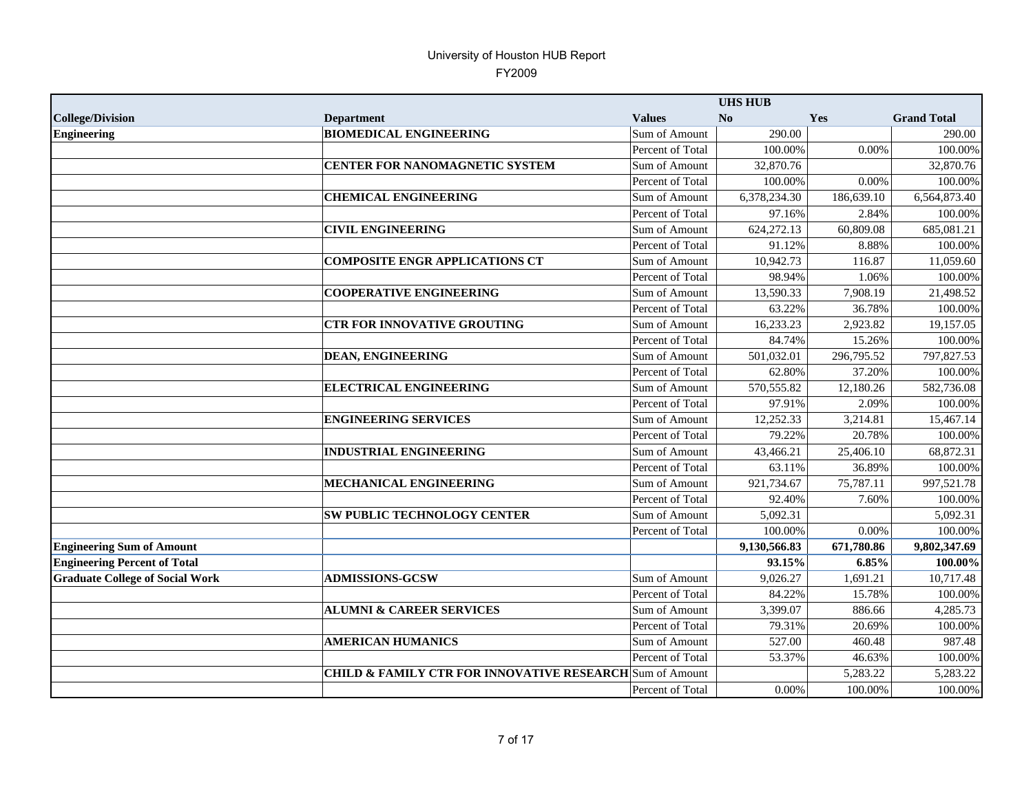# University of Houston HUB Report

FY2009

| College/Division | Department | Values | UHS HUB No | Yes | Grand Total |
|---|---|---|---|---|---|
| **Engineering** | **BIOMEDICAL ENGINEERING** | Sum of Amount | 290.00 | | 290.00 |
| | | Percent of Total | 100.00% | 0.00% | 100.00% |
| | **CENTER FOR NANOMAGNETIC SYSTEM** | Sum of Amount | 32,870.76 | | 32,870.76 |
| | | Percent of Total | 100.00% | 0.00% | 100.00% |
| | **CHEMICAL ENGINEERING** | Sum of Amount | 6,378,234.30 | 186,639.10 | 6,564,873.40 |
| | | Percent of Total | 97.16% | 2.84% | 100.00% |
| | **CIVIL ENGINEERING** | Sum of Amount | 624,272.13 | 60,809.08 | 685,081.21 |
| | | Percent of Total | 91.12% | 8.88% | 100.00% |
| | **COMPOSITE ENGR APPLICATIONS CT** | Sum of Amount | 10,942.73 | 116.87 | 11,059.60 |
| | | Percent of Total | 98.94% | 1.06% | 100.00% |
| | **COOPERATIVE ENGINEERING** | Sum of Amount | 13,590.33 | 7,908.19 | 21,498.52 |
| | | Percent of Total | 63.22% | 36.78% | 100.00% |
| | **CTR FOR INNOVATIVE GROUTING** | Sum of Amount | 16,233.23 | 2,923.82 | 19,157.05 |
| | | Percent of Total | 84.74% | 15.26% | 100.00% |
| | **DEAN, ENGINEERING** | Sum of Amount | 501,032.01 | 296,795.52 | 797,827.53 |
| | | Percent of Total | 62.80% | 37.20% | 100.00% |
| | **ELECTRICAL ENGINEERING** | Sum of Amount | 570,555.82 | 12,180.26 | 582,736.08 |
| | | Percent of Total | 97.91% | 2.09% | 100.00% |
| | **ENGINEERING SERVICES** | Sum of Amount | 12,252.33 | 3,214.81 | 15,467.14 |
| | | Percent of Total | 79.22% | 20.78% | 100.00% |
| | **INDUSTRIAL ENGINEERING** | Sum of Amount | 43,466.21 | 25,406.10 | 68,872.31 |
| | | Percent of Total | 63.11% | 36.89% | 100.00% |
| | **MECHANICAL ENGINEERING** | Sum of Amount | 921,734.67 | 75,787.11 | 997,521.78 |
| | | Percent of Total | 92.40% | 7.60% | 100.00% |
| | **SW PUBLIC TECHNOLOGY CENTER** | Sum of Amount | 5,092.31 | | 5,092.31 |
| | | Percent of Total | 100.00% | 0.00% | 100.00% |
| **Engineering Sum of Amount** | | | **9,130,566.83** | **671,780.86** | **9,802,347.69** |
| **Engineering Percent of Total** | | | **93.15%** | **6.85%** | **100.00%** |
| **Graduate College of Social Work** | **ADMISSIONS-GCSW** | Sum of Amount | 9,026.27 | 1,691.21 | 10,717.48 |
| | | Percent of Total | 84.22% | 15.78% | 100.00% |
| | **ALUMNI & CAREER SERVICES** | Sum of Amount | 3,399.07 | 886.66 | 4,285.73 |
| | | Percent of Total | 79.31% | 20.69% | 100.00% |
| | **AMERICAN HUMANICS** | Sum of Amount | 527.00 | 460.48 | 987.48 |
| | | Percent of Total | 53.37% | 46.63% | 100.00% |
| | **CHILD & FAMILY CTR FOR INNOVATIVE RESEARCH** | Sum of Amount | | 5,283.22 | 5,283.22 |
| | | Percent of Total | 0.00% | 100.00% | 100.00% |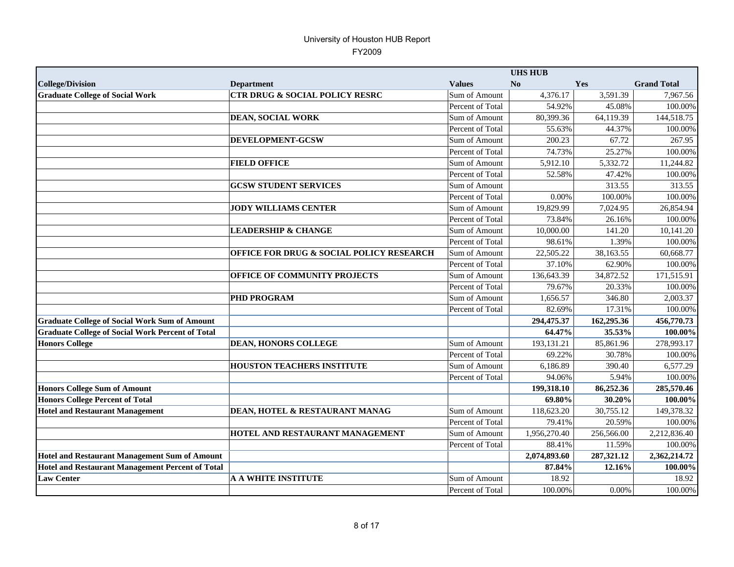# University of Houston HUB Report

## FY2009

| | | | UHS HUB | | |
|---|---|---|---|---|---|
| **College/Division** | **Department** | **Values** | **No** | **Yes** | **Grand Total** |
| **Graduate College of Social Work** | **CTR DRUG & SOCIAL POLICY RESRC** | Sum of Amount | 4,376.17 | 3,591.39 | 7,967.56 |
| | | Percent of Total | 54.92% | 45.08% | 100.00% |
| | **DEAN, SOCIAL WORK** | Sum of Amount | 80,399.36 | 64,119.39 | 144,518.75 |
| | | Percent of Total | 55.63% | 44.37% | 100.00% |
| | **DEVELOPMENT-GCSW** | Sum of Amount | 200.23 | 67.72 | 267.95 |
| | | Percent of Total | 74.73% | 25.27% | 100.00% |
| | **FIELD OFFICE** | Sum of Amount | 5,912.10 | 5,332.72 | 11,244.82 |
| | | Percent of Total | 52.58% | 47.42% | 100.00% |
| | **GCSW STUDENT SERVICES** | Sum of Amount | | 313.55 | 313.55 |
| | | Percent of Total | 0.00% | 100.00% | 100.00% |
| | **JODY WILLIAMS CENTER** | Sum of Amount | 19,829.99 | 7,024.95 | 26,854.94 |
| | | Percent of Total | 73.84% | 26.16% | 100.00% |
| | **LEADERSHIP & CHANGE** | Sum of Amount | 10,000.00 | 141.20 | 10,141.20 |
| | | Percent of Total | 98.61% | 1.39% | 100.00% |
| | **OFFICE FOR DRUG & SOCIAL POLICY RESEARCH** | Sum of Amount | 22,505.22 | 38,163.55 | 60,668.77 |
| | | Percent of Total | 37.10% | 62.90% | 100.00% |
| | **OFFICE OF COMMUNITY PROJECTS** | Sum of Amount | 136,643.39 | 34,872.52 | 171,515.91 |
| | | Percent of Total | 79.67% | 20.33% | 100.00% |
| | **PHD PROGRAM** | Sum of Amount | 1,656.57 | 346.80 | 2,003.37 |
| | | Percent of Total | 82.69% | 17.31% | 100.00% |
| **Graduate College of Social Work Sum of Amount** | | | **294,475.37** | **162,295.36** | **456,770.73** |
| **Graduate College of Social Work Percent of Total** | | | **64.47%** | **35.53%** | **100.00%** |
| **Honors College** | **DEAN, HONORS COLLEGE** | Sum of Amount | 193,131.21 | 85,861.96 | 278,993.17 |
| | | Percent of Total | 69.22% | 30.78% | 100.00% |
| | **HOUSTON TEACHERS INSTITUTE** | Sum of Amount | 6,186.89 | 390.40 | 6,577.29 |
| | | Percent of Total | 94.06% | 5.94% | 100.00% |
| **Honors College Sum of Amount** | | | **199,318.10** | **86,252.36** | **285,570.46** |
| **Honors College Percent of Total** | | | **69.80%** | **30.20%** | **100.00%** |
| **Hotel and Restaurant Management** | **DEAN, HOTEL & RESTAURANT MANAG** | Sum of Amount | 118,623.20 | 30,755.12 | 149,378.32 |
| | | Percent of Total | 79.41% | 20.59% | 100.00% |
| | **HOTEL AND RESTAURANT MANAGEMENT** | Sum of Amount | 1,956,270.40 | 256,566.00 | 2,212,836.40 |
| | | Percent of Total | 88.41% | 11.59% | 100.00% |
| **Hotel and Restaurant Management Sum of Amount** | | | **2,074,893.60** | **287,321.12** | **2,362,214.72** |
| **Hotel and Restaurant Management Percent of Total** | | | **87.84%** | **12.16%** | **100.00%** |
| **Law Center** | **A A WHITE INSTITUTE** | Sum of Amount | 18.92 | | 18.92 |
| | | Percent of Total | 100.00% | 0.00% | 100.00% |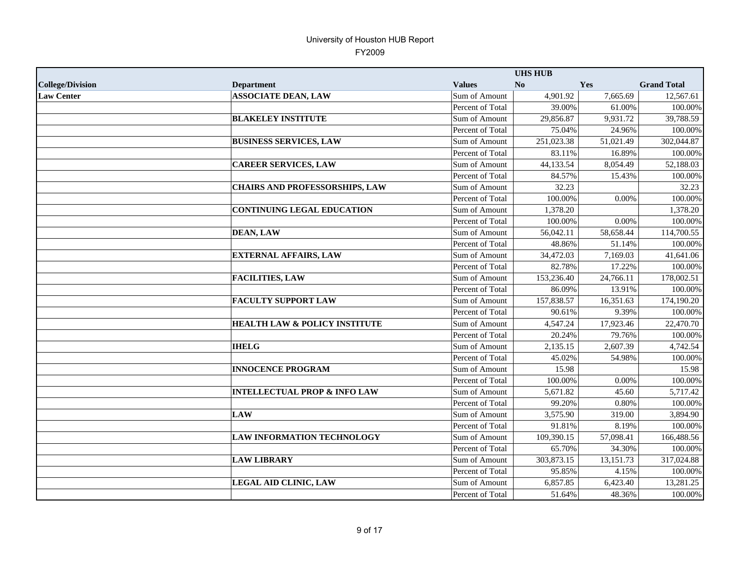# University of Houston HUB Report

FY2009

| | | | UHS HUB | | |
|---|---|---|---|---|---|
| **College/Division** | **Department** | **Values** | **No** | **Yes** | **Grand Total** |
| **Law Center** | **ASSOCIATE DEAN, LAW** | Sum of Amount | 4,901.92 | 7,665.69 | 12,567.61 |
| | | Percent of Total | 39.00% | 61.00% | 100.00% |
| | **BLAKELEY INSTITUTE** | Sum of Amount | 29,856.87 | 9,931.72 | 39,788.59 |
| | | Percent of Total | 75.04% | 24.96% | 100.00% |
| | **BUSINESS SERVICES, LAW** | Sum of Amount | 251,023.38 | 51,021.49 | 302,044.87 |
| | | Percent of Total | 83.11% | 16.89% | 100.00% |
| | **CAREER SERVICES, LAW** | Sum of Amount | 44,133.54 | 8,054.49 | 52,188.03 |
| | | Percent of Total | 84.57% | 15.43% | 100.00% |
| | **CHAIRS AND PROFESSORSHIPS, LAW** | Sum of Amount | 32.23 | | 32.23 |
| | | Percent of Total | 100.00% | 0.00% | 100.00% |
| | **CONTINUING LEGAL EDUCATION** | Sum of Amount | 1,378.20 | | 1,378.20 |
| | | Percent of Total | 100.00% | 0.00% | 100.00% |
| | **DEAN, LAW** | Sum of Amount | 56,042.11 | 58,658.44 | 114,700.55 |
| | | Percent of Total | 48.86% | 51.14% | 100.00% |
| | **EXTERNAL AFFAIRS, LAW** | Sum of Amount | 34,472.03 | 7,169.03 | 41,641.06 |
| | | Percent of Total | 82.78% | 17.22% | 100.00% |
| | **FACILITIES, LAW** | Sum of Amount | 153,236.40 | 24,766.11 | 178,002.51 |
| | | Percent of Total | 86.09% | 13.91% | 100.00% |
| | **FACULTY SUPPORT LAW** | Sum of Amount | 157,838.57 | 16,351.63 | 174,190.20 |
| | | Percent of Total | 90.61% | 9.39% | 100.00% |
| | **HEALTH LAW & POLICY INSTITUTE** | Sum of Amount | 4,547.24 | 17,923.46 | 22,470.70 |
| | | Percent of Total | 20.24% | 79.76% | 100.00% |
| | **IHELG** | Sum of Amount | 2,135.15 | 2,607.39 | 4,742.54 |
| | | Percent of Total | 45.02% | 54.98% | 100.00% |
| | **INNOCENCE PROGRAM** | Sum of Amount | 15.98 | | 15.98 |
| | | Percent of Total | 100.00% | 0.00% | 100.00% |
| | **INTELLECTUAL PROP & INFO LAW** | Sum of Amount | 5,671.82 | 45.60 | 5,717.42 |
| | | Percent of Total | 99.20% | 0.80% | 100.00% |
| | **LAW** | Sum of Amount | 3,575.90 | 319.00 | 3,894.90 |
| | | Percent of Total | 91.81% | 8.19% | 100.00% |
| | **LAW INFORMATION TECHNOLOGY** | Sum of Amount | 109,390.15 | 57,098.41 | 166,488.56 |
| | | Percent of Total | 65.70% | 34.30% | 100.00% |
| | **LAW LIBRARY** | Sum of Amount | 303,873.15 | 13,151.73 | 317,024.88 |
| | | Percent of Total | 95.85% | 4.15% | 100.00% |
| | **LEGAL AID CLINIC, LAW** | Sum of Amount | 6,857.85 | 6,423.40 | 13,281.25 |
| | | Percent of Total | 51.64% | 48.36% | 100.00% |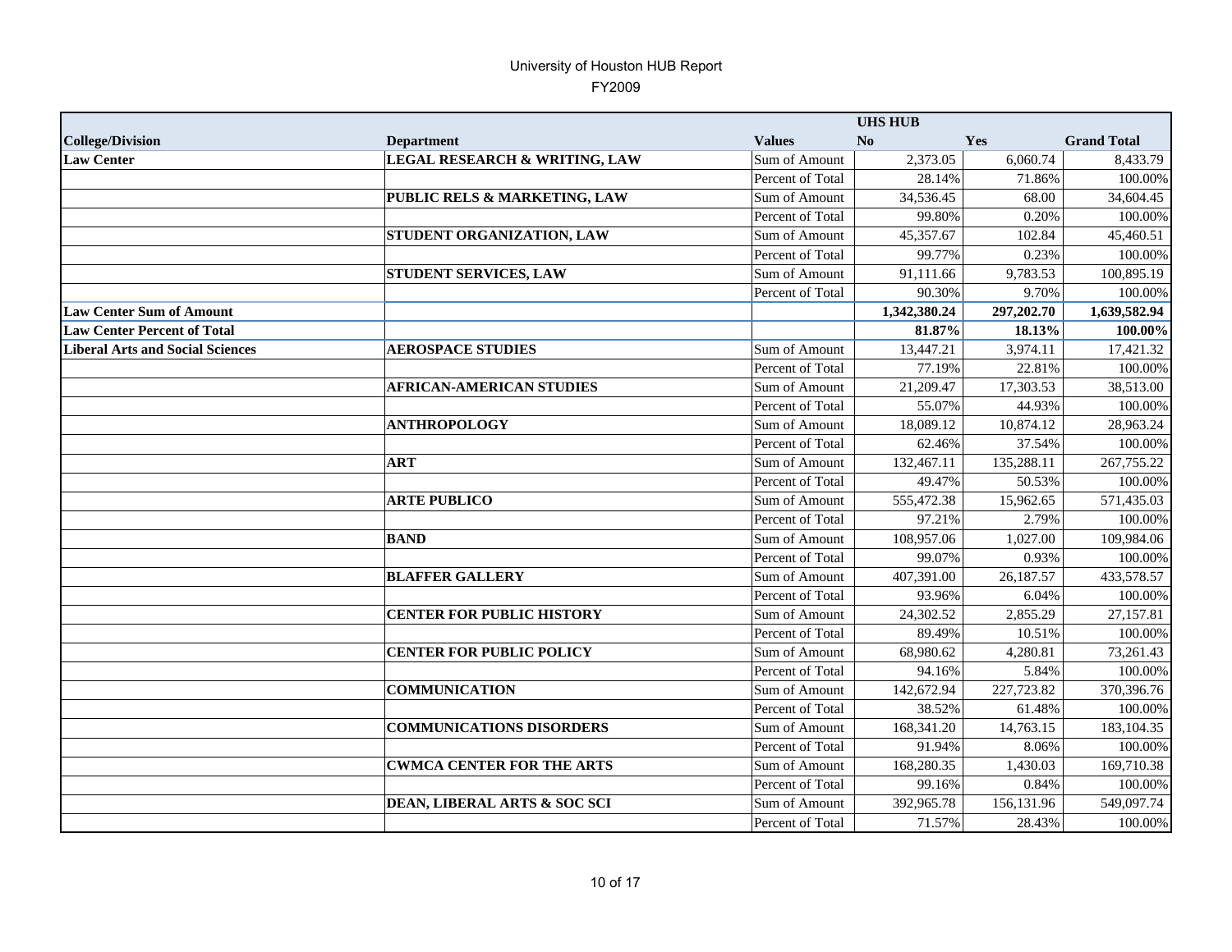# University of Houston HUB Report

FY2009

| | | | UHS HUB | | |
|---|---|---|---|---|---|
| **College/Division** | **Department** | **Values** | **No** | **Yes** | **Grand Total** |
| **Law Center** | **LEGAL RESEARCH & WRITING, LAW** | Sum of Amount | 2,373.05 | 6,060.74 | 8,433.79 |
| | | Percent of Total | 28.14% | 71.86% | 100.00% |
| | **PUBLIC RELS & MARKETING, LAW** | Sum of Amount | 34,536.45 | 68.00 | 34,604.45 |
| | | Percent of Total | 99.80% | 0.20% | 100.00% |
| | **STUDENT ORGANIZATION, LAW** | Sum of Amount | 45,357.67 | 102.84 | 45,460.51 |
| | | Percent of Total | 99.77% | 0.23% | 100.00% |
| | **STUDENT SERVICES, LAW** | Sum of Amount | 91,111.66 | 9,783.53 | 100,895.19 |
| | | Percent of Total | 90.30% | 9.70% | 100.00% |
| **Law Center Sum of Amount** | | | **1,342,380.24** | **297,202.70** | **1,639,582.94** |
| **Law Center Percent of Total** | | | **81.87%** | **18.13%** | **100.00%** |
| **Liberal Arts and Social Sciences** | **AEROSPACE STUDIES** | Sum of Amount | 13,447.21 | 3,974.11 | 17,421.32 |
| | | Percent of Total | 77.19% | 22.81% | 100.00% |
| | **AFRICAN-AMERICAN STUDIES** | Sum of Amount | 21,209.47 | 17,303.53 | 38,513.00 |
| | | Percent of Total | 55.07% | 44.93% | 100.00% |
| | **ANTHROPOLOGY** | Sum of Amount | 18,089.12 | 10,874.12 | 28,963.24 |
| | | Percent of Total | 62.46% | 37.54% | 100.00% |
| | **ART** | Sum of Amount | 132,467.11 | 135,288.11 | 267,755.22 |
| | | Percent of Total | 49.47% | 50.53% | 100.00% |
| | **ARTE PUBLICO** | Sum of Amount | 555,472.38 | 15,962.65 | 571,435.03 |
| | | Percent of Total | 97.21% | 2.79% | 100.00% |
| | **BAND** | Sum of Amount | 108,957.06 | 1,027.00 | 109,984.06 |
| | | Percent of Total | 99.07% | 0.93% | 100.00% |
| | **BLAFFER GALLERY** | Sum of Amount | 407,391.00 | 26,187.57 | 433,578.57 |
| | | Percent of Total | 93.96% | 6.04% | 100.00% |
| | **CENTER FOR PUBLIC HISTORY** | Sum of Amount | 24,302.52 | 2,855.29 | 27,157.81 |
| | | Percent of Total | 89.49% | 10.51% | 100.00% |
| | **CENTER FOR PUBLIC POLICY** | Sum of Amount | 68,980.62 | 4,280.81 | 73,261.43 |
| | | Percent of Total | 94.16% | 5.84% | 100.00% |
| | **COMMUNICATION** | Sum of Amount | 142,672.94 | 227,723.82 | 370,396.76 |
| | | Percent of Total | 38.52% | 61.48% | 100.00% |
| | **COMMUNICATIONS DISORDERS** | Sum of Amount | 168,341.20 | 14,763.15 | 183,104.35 |
| | | Percent of Total | 91.94% | 8.06% | 100.00% |
| | **CWMCA CENTER FOR THE ARTS** | Sum of Amount | 168,280.35 | 1,430.03 | 169,710.38 |
| | | Percent of Total | 99.16% | 0.84% | 100.00% |
| | **DEAN, LIBERAL ARTS & SOC SCI** | Sum of Amount | 392,965.78 | 156,131.96 | 549,097.74 |
| | | Percent of Total | 71.57% | 28.43% | 100.00% |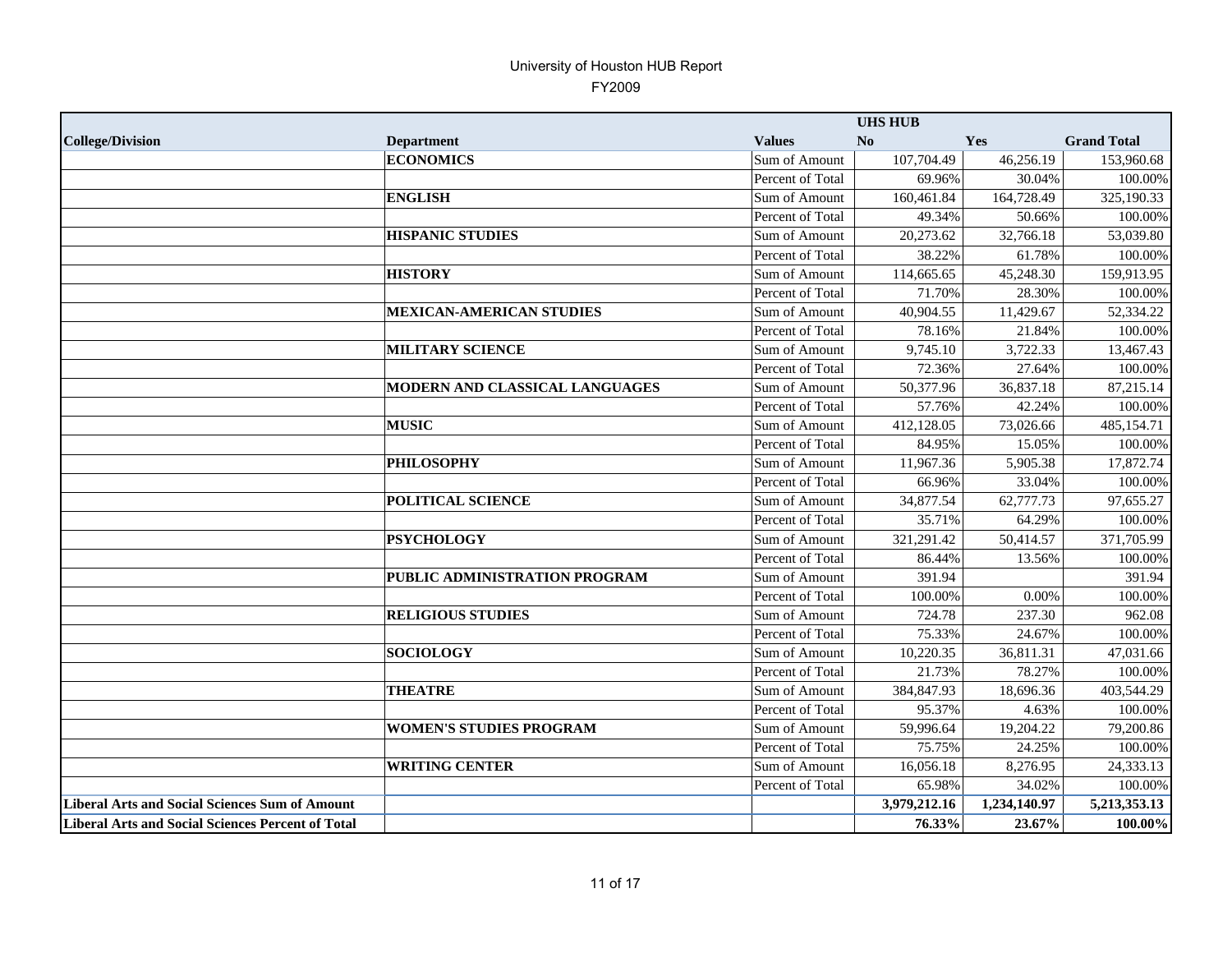# University of Houston HUB Report

FY2009

| | | | UHS HUB | | |
|---|---|---|---|---|---|
| **College/Division** | **Department** | **Values** | **No** | **Yes** | **Grand Total** |
| | **ECONOMICS** | Sum of Amount | 107,704.49 | 46,256.19 | 153,960.68 |
| | | Percent of Total | 69.96% | 30.04% | 100.00% |
| | **ENGLISH** | Sum of Amount | 160,461.84 | 164,728.49 | 325,190.33 |
| | | Percent of Total | 49.34% | 50.66% | 100.00% |
| | **HISPANIC STUDIES** | Sum of Amount | 20,273.62 | 32,766.18 | 53,039.80 |
| | | Percent of Total | 38.22% | 61.78% | 100.00% |
| | **HISTORY** | Sum of Amount | 114,665.65 | 45,248.30 | 159,913.95 |
| | | Percent of Total | 71.70% | 28.30% | 100.00% |
| | **MEXICAN-AMERICAN STUDIES** | Sum of Amount | 40,904.55 | 11,429.67 | 52,334.22 |
| | | Percent of Total | 78.16% | 21.84% | 100.00% |
| | **MILITARY SCIENCE** | Sum of Amount | 9,745.10 | 3,722.33 | 13,467.43 |
| | | Percent of Total | 72.36% | 27.64% | 100.00% |
| | **MODERN AND CLASSICAL LANGUAGES** | Sum of Amount | 50,377.96 | 36,837.18 | 87,215.14 |
| | | Percent of Total | 57.76% | 42.24% | 100.00% |
| | **MUSIC** | Sum of Amount | 412,128.05 | 73,026.66 | 485,154.71 |
| | | Percent of Total | 84.95% | 15.05% | 100.00% |
| | **PHILOSOPHY** | Sum of Amount | 11,967.36 | 5,905.38 | 17,872.74 |
| | | Percent of Total | 66.96% | 33.04% | 100.00% |
| | **POLITICAL SCIENCE** | Sum of Amount | 34,877.54 | 62,777.73 | 97,655.27 |
| | | Percent of Total | 35.71% | 64.29% | 100.00% |
| | **PSYCHOLOGY** | Sum of Amount | 321,291.42 | 50,414.57 | 371,705.99 |
| | | Percent of Total | 86.44% | 13.56% | 100.00% |
| | **PUBLIC ADMINISTRATION PROGRAM** | Sum of Amount | 391.94 | | 391.94 |
| | | Percent of Total | 100.00% | 0.00% | 100.00% |
| | **RELIGIOUS STUDIES** | Sum of Amount | 724.78 | 237.30 | 962.08 |
| | | Percent of Total | 75.33% | 24.67% | 100.00% |
| | **SOCIOLOGY** | Sum of Amount | 10,220.35 | 36,811.31 | 47,031.66 |
| | | Percent of Total | 21.73% | 78.27% | 100.00% |
| | **THEATRE** | Sum of Amount | 384,847.93 | 18,696.36 | 403,544.29 |
| | | Percent of Total | 95.37% | 4.63% | 100.00% |
| | **WOMEN'S STUDIES PROGRAM** | Sum of Amount | 59,996.64 | 19,204.22 | 79,200.86 |
| | | Percent of Total | 75.75% | 24.25% | 100.00% |
| | **WRITING CENTER** | Sum of Amount | 16,056.18 | 8,276.95 | 24,333.13 |
| | | Percent of Total | 65.98% | 34.02% | 100.00% |
| **Liberal Arts and Social Sciences Sum of Amount** | | | **3,979,212.16** | **1,234,140.97** | **5,213,353.13** |
| **Liberal Arts and Social Sciences Percent of Total** | | | **76.33%** | **23.67%** | **100.00%** |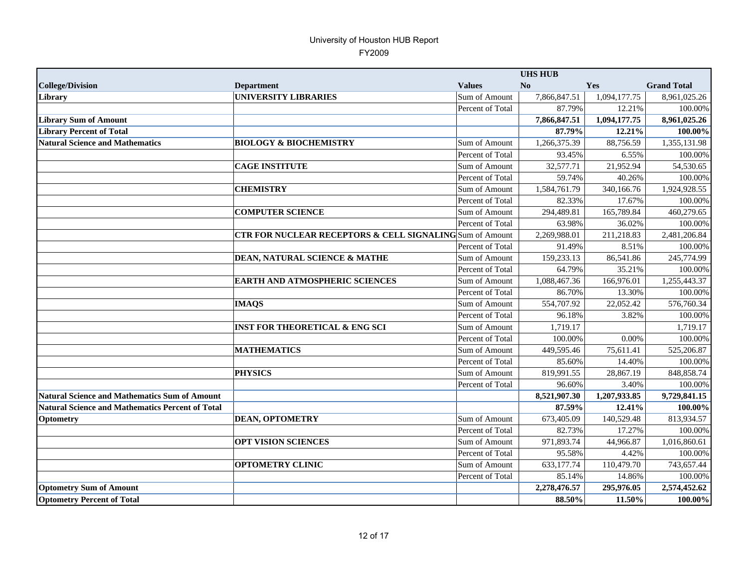# University of Houston HUB Report

FY2009

| | | | UHS HUB | | |
|---|---|---|---|---|---|
| **College/Division** | **Department** | **Values** | **No** | **Yes** | **Grand Total** |
| **Library** | **UNIVERSITY LIBRARIES** | Sum of Amount | 7,866,847.51 | 1,094,177.75 | 8,961,025.26 |
| | | Percent of Total | 87.79% | 12.21% | 100.00% |
| **Library Sum of Amount** | | | **7,866,847.51** | **1,094,177.75** | **8,961,025.26** |
| **Library Percent of Total** | | | **87.79%** | **12.21%** | **100.00%** |
| **Natural Science and Mathematics** | **BIOLOGY & BIOCHEMISTRY** | Sum of Amount | 1,266,375.39 | 88,756.59 | 1,355,131.98 |
| | | Percent of Total | 93.45% | 6.55% | 100.00% |
| | **CAGE INSTITUTE** | Sum of Amount | 32,577.71 | 21,952.94 | 54,530.65 |
| | | Percent of Total | 59.74% | 40.26% | 100.00% |
| | **CHEMISTRY** | Sum of Amount | 1,584,761.79 | 340,166.76 | 1,924,928.55 |
| | | Percent of Total | 82.33% | 17.67% | 100.00% |
| | **COMPUTER SCIENCE** | Sum of Amount | 294,489.81 | 165,789.84 | 460,279.65 |
| | | Percent of Total | 63.98% | 36.02% | 100.00% |
| | **CTR FOR NUCLEAR RECEPTORS & CELL SIGNALING** | Sum of Amount | 2,269,988.01 | 211,218.83 | 2,481,206.84 |
| | | Percent of Total | 91.49% | 8.51% | 100.00% |
| | **DEAN, NATURAL SCIENCE & MATHE** | Sum of Amount | 159,233.13 | 86,541.86 | 245,774.99 |
| | | Percent of Total | 64.79% | 35.21% | 100.00% |
| | **EARTH AND ATMOSPHERIC SCIENCES** | Sum of Amount | 1,088,467.36 | 166,976.01 | 1,255,443.37 |
| | | Percent of Total | 86.70% | 13.30% | 100.00% |
| | **IMAQS** | Sum of Amount | 554,707.92 | 22,052.42 | 576,760.34 |
| | | Percent of Total | 96.18% | 3.82% | 100.00% |
| | **INST FOR THEORETICAL & ENG SCI** | Sum of Amount | 1,719.17 | | 1,719.17 |
| | | Percent of Total | 100.00% | 0.00% | 100.00% |
| | **MATHEMATICS** | Sum of Amount | 449,595.46 | 75,611.41 | 525,206.87 |
| | | Percent of Total | 85.60% | 14.40% | 100.00% |
| | **PHYSICS** | Sum of Amount | 819,991.55 | 28,867.19 | 848,858.74 |
| | | Percent of Total | 96.60% | 3.40% | 100.00% |
| **Natural Science and Mathematics Sum of Amount** | | | **8,521,907.30** | **1,207,933.85** | **9,729,841.15** |
| **Natural Science and Mathematics Percent of Total** | | | **87.59%** | **12.41%** | **100.00%** |
| **Optometry** | **DEAN, OPTOMETRY** | Sum of Amount | 673,405.09 | 140,529.48 | 813,934.57 |
| | | Percent of Total | 82.73% | 17.27% | 100.00% |
| | **OPT VISION SCIENCES** | Sum of Amount | 971,893.74 | 44,966.87 | 1,016,860.61 |
| | | Percent of Total | 95.58% | 4.42% | 100.00% |
| | **OPTOMETRY CLINIC** | Sum of Amount | 633,177.74 | 110,479.70 | 743,657.44 |
| | | Percent of Total | 85.14% | 14.86% | 100.00% |
| **Optometry Sum of Amount** | | | **2,278,476.57** | **295,976.05** | **2,574,452.62** |
| **Optometry Percent of Total** | | | **88.50%** | **11.50%** | **100.00%** |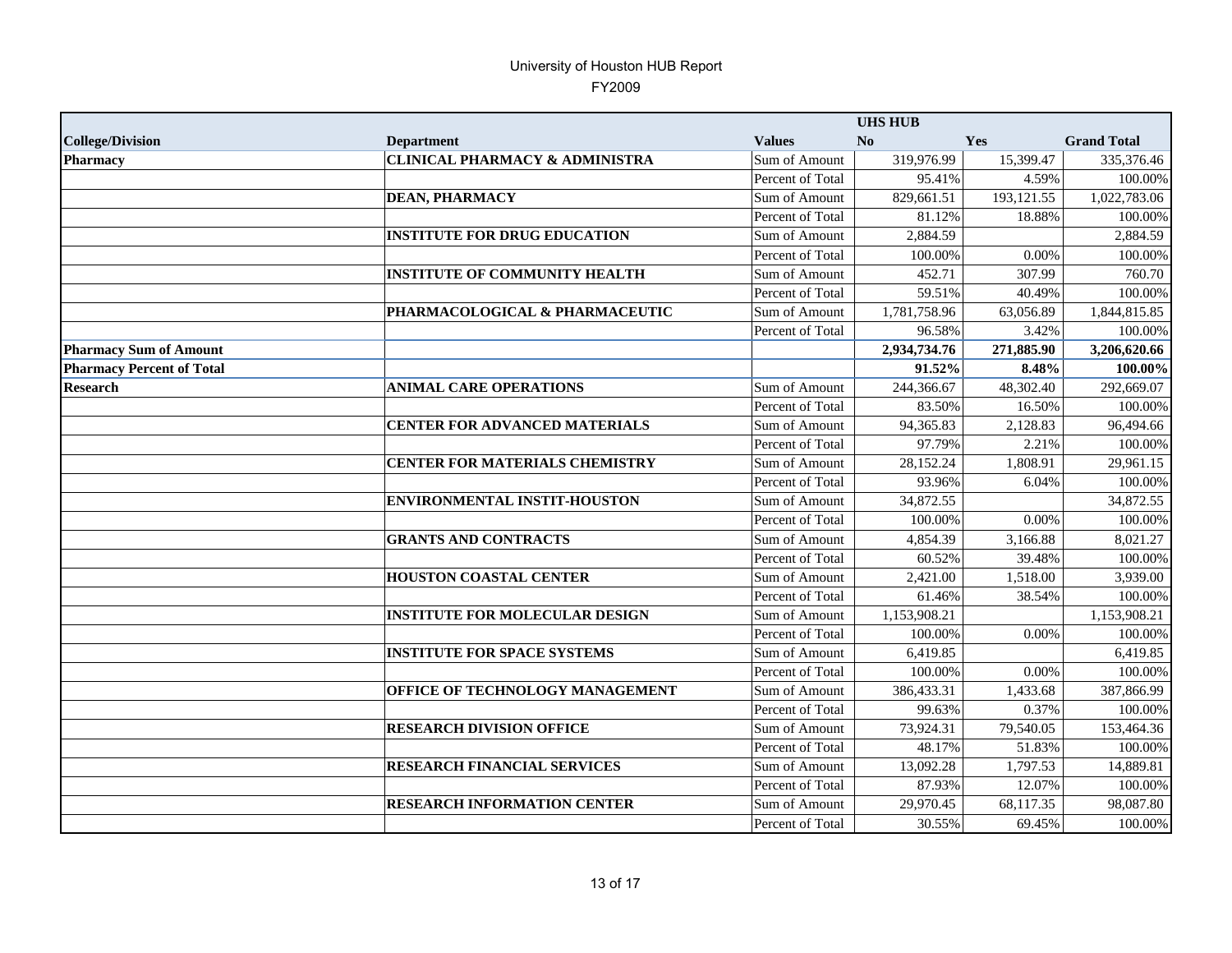# University of Houston HUB Report

## FY2009

| College/Division | Department | Values | UHS HUB No | Yes | Grand Total |
|---|---|---|---|---|---|
| **Pharmacy** | **CLINICAL PHARMACY & ADMINISTRA** | Sum of Amount | 319,976.99 | 15,399.47 | 335,376.46 |
| | | Percent of Total | 95.41% | 4.59% | 100.00% |
| | **DEAN, PHARMACY** | Sum of Amount | 829,661.51 | 193,121.55 | 1,022,783.06 |
| | | Percent of Total | 81.12% | 18.88% | 100.00% |
| | **INSTITUTE FOR DRUG EDUCATION** | Sum of Amount | 2,884.59 | | 2,884.59 |
| | | Percent of Total | 100.00% | 0.00% | 100.00% |
| | **INSTITUTE OF COMMUNITY HEALTH** | Sum of Amount | 452.71 | 307.99 | 760.70 |
| | | Percent of Total | 59.51% | 40.49% | 100.00% |
| | **PHARMACOLOGICAL & PHARMACEUTIC** | Sum of Amount | 1,781,758.96 | 63,056.89 | 1,844,815.85 |
| | | Percent of Total | 96.58% | 3.42% | 100.00% |
| **Pharmacy Sum of Amount** | | | **2,934,734.76** | **271,885.90** | **3,206,620.66** |
| **Pharmacy Percent of Total** | | | **91.52%** | **8.48%** | **100.00%** |
| **Research** | **ANIMAL CARE OPERATIONS** | Sum of Amount | 244,366.67 | 48,302.40 | 292,669.07 |
| | | Percent of Total | 83.50% | 16.50% | 100.00% |
| | **CENTER FOR ADVANCED MATERIALS** | Sum of Amount | 94,365.83 | 2,128.83 | 96,494.66 |
| | | Percent of Total | 97.79% | 2.21% | 100.00% |
| | **CENTER FOR MATERIALS CHEMISTRY** | Sum of Amount | 28,152.24 | 1,808.91 | 29,961.15 |
| | | Percent of Total | 93.96% | 6.04% | 100.00% |
| | **ENVIRONMENTAL INSTIT-HOUSTON** | Sum of Amount | 34,872.55 | | 34,872.55 |
| | | Percent of Total | 100.00% | 0.00% | 100.00% |
| | **GRANTS AND CONTRACTS** | Sum of Amount | 4,854.39 | 3,166.88 | 8,021.27 |
| | | Percent of Total | 60.52% | 39.48% | 100.00% |
| | **HOUSTON COASTAL CENTER** | Sum of Amount | 2,421.00 | 1,518.00 | 3,939.00 |
| | | Percent of Total | 61.46% | 38.54% | 100.00% |
| | **INSTITUTE FOR MOLECULAR DESIGN** | Sum of Amount | 1,153,908.21 | | 1,153,908.21 |
| | | Percent of Total | 100.00% | 0.00% | 100.00% |
| | **INSTITUTE FOR SPACE SYSTEMS** | Sum of Amount | 6,419.85 | | 6,419.85 |
| | | Percent of Total | 100.00% | 0.00% | 100.00% |
| | **OFFICE OF TECHNOLOGY MANAGEMENT** | Sum of Amount | 386,433.31 | 1,433.68 | 387,866.99 |
| | | Percent of Total | 99.63% | 0.37% | 100.00% |
| | **RESEARCH DIVISION OFFICE** | Sum of Amount | 73,924.31 | 79,540.05 | 153,464.36 |
| | | Percent of Total | 48.17% | 51.83% | 100.00% |
| | **RESEARCH FINANCIAL SERVICES** | Sum of Amount | 13,092.28 | 1,797.53 | 14,889.81 |
| | | Percent of Total | 87.93% | 12.07% | 100.00% |
| | **RESEARCH INFORMATION CENTER** | Sum of Amount | 29,970.45 | 68,117.35 | 98,087.80 |
| | | Percent of Total | 30.55% | 69.45% | 100.00% |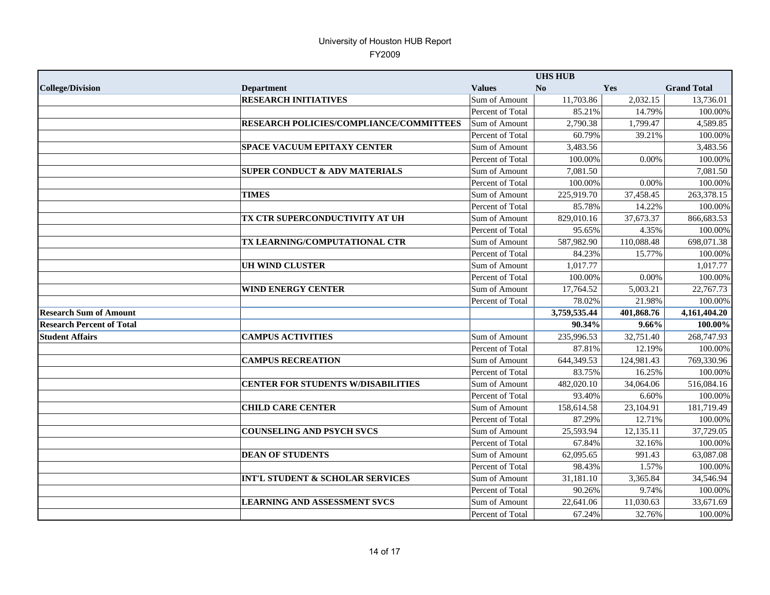# University of Houston HUB Report

FY2009

| College/Division | Department | Values | UHS HUB No | Yes | Grand Total |
|---|---|---|---|---|---|
| | **RESEARCH INITIATIVES** | Sum of Amount | 11,703.86 | 2,032.15 | 13,736.01 |
| | | Percent of Total | 85.21% | 14.79% | 100.00% |
| | **RESEARCH POLICIES/COMPLIANCE/COMMITTEES** | Sum of Amount | 2,790.38 | 1,799.47 | 4,589.85 |
| | | Percent of Total | 60.79% | 39.21% | 100.00% |
| | **SPACE VACUUM EPITAXY CENTER** | Sum of Amount | 3,483.56 | | 3,483.56 |
| | | Percent of Total | 100.00% | 0.00% | 100.00% |
| | **SUPER CONDUCT & ADV MATERIALS** | Sum of Amount | 7,081.50 | | 7,081.50 |
| | | Percent of Total | 100.00% | 0.00% | 100.00% |
| | **TIMES** | Sum of Amount | 225,919.70 | 37,458.45 | 263,378.15 |
| | | Percent of Total | 85.78% | 14.22% | 100.00% |
| | **TX CTR SUPERCONDUCTIVITY AT UH** | Sum of Amount | 829,010.16 | 37,673.37 | 866,683.53 |
| | | Percent of Total | 95.65% | 4.35% | 100.00% |
| | **TX LEARNING/COMPUTATIONAL CTR** | Sum of Amount | 587,982.90 | 110,088.48 | 698,071.38 |
| | | Percent of Total | 84.23% | 15.77% | 100.00% |
| | **UH WIND CLUSTER** | Sum of Amount | 1,017.77 | | 1,017.77 |
| | | Percent of Total | 100.00% | 0.00% | 100.00% |
| | **WIND ENERGY CENTER** | Sum of Amount | 17,764.52 | 5,003.21 | 22,767.73 |
| | | Percent of Total | 78.02% | 21.98% | 100.00% |
| **Research Sum of Amount** | | | **3,759,535.44** | **401,868.76** | **4,161,404.20** |
| **Research Percent of Total** | | | **90.34%** | **9.66%** | **100.00%** |
| **Student Affairs** | **CAMPUS ACTIVITIES** | Sum of Amount | 235,996.53 | 32,751.40 | 268,747.93 |
| | | Percent of Total | 87.81% | 12.19% | 100.00% |
| | **CAMPUS RECREATION** | Sum of Amount | 644,349.53 | 124,981.43 | 769,330.96 |
| | | Percent of Total | 83.75% | 16.25% | 100.00% |
| | **CENTER FOR STUDENTS W/DISABILITIES** | Sum of Amount | 482,020.10 | 34,064.06 | 516,084.16 |
| | | Percent of Total | 93.40% | 6.60% | 100.00% |
| | **CHILD CARE CENTER** | Sum of Amount | 158,614.58 | 23,104.91 | 181,719.49 |
| | | Percent of Total | 87.29% | 12.71% | 100.00% |
| | **COUNSELING AND PSYCH SVCS** | Sum of Amount | 25,593.94 | 12,135.11 | 37,729.05 |
| | | Percent of Total | 67.84% | 32.16% | 100.00% |
| | **DEAN OF STUDENTS** | Sum of Amount | 62,095.65 | 991.43 | 63,087.08 |
| | | Percent of Total | 98.43% | 1.57% | 100.00% |
| | **INT'L STUDENT & SCHOLAR SERVICES** | Sum of Amount | 31,181.10 | 3,365.84 | 34,546.94 |
| | | Percent of Total | 90.26% | 9.74% | 100.00% |
| | **LEARNING AND ASSESSMENT SVCS** | Sum of Amount | 22,641.06 | 11,030.63 | 33,671.69 |
| | | Percent of Total | 67.24% | 32.76% | 100.00% |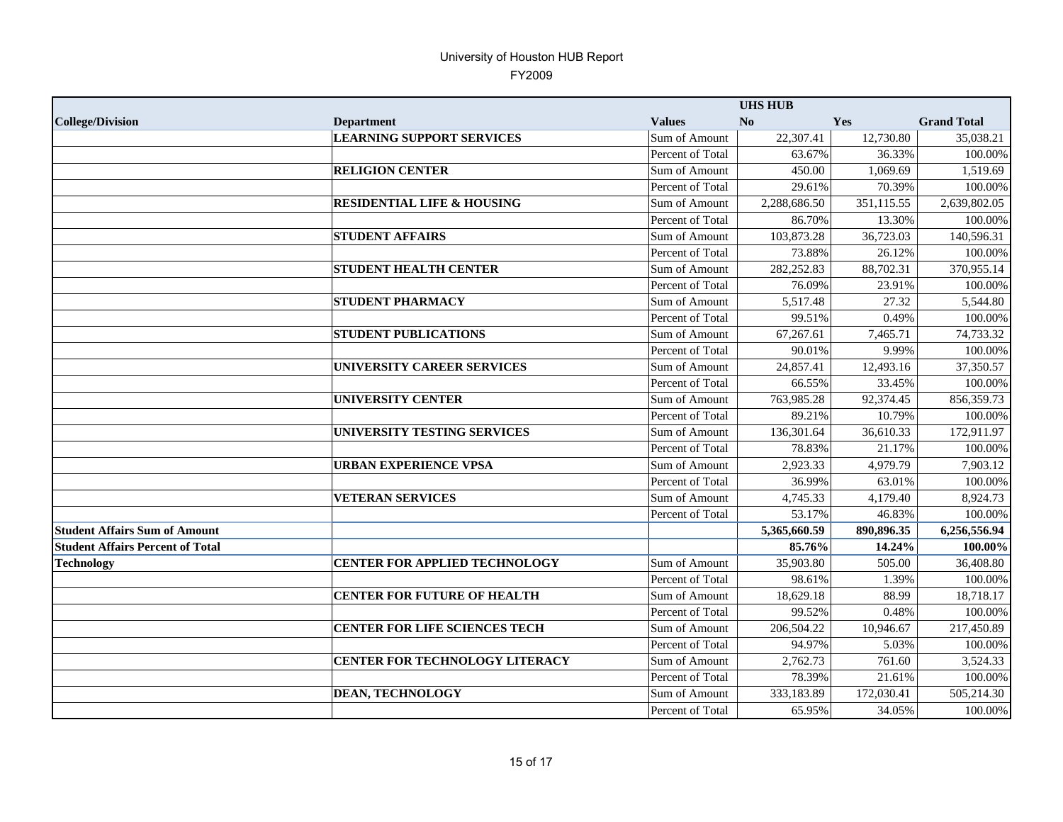University of Houston HUB Report

FY2009

| College/Division | Department | Values | UHS HUB No | Yes | Grand Total |
|---|---|---|---|---|---|
| | **LEARNING SUPPORT SERVICES** | Sum of Amount | 22,307.41 | 12,730.80 | 35,038.21 |
| | | Percent of Total | 63.67% | 36.33% | 100.00% |
| | **RELIGION CENTER** | Sum of Amount | 450.00 | 1,069.69 | 1,519.69 |
| | | Percent of Total | 29.61% | 70.39% | 100.00% |
| | **RESIDENTIAL LIFE & HOUSING** | Sum of Amount | 2,288,686.50 | 351,115.55 | 2,639,802.05 |
| | | Percent of Total | 86.70% | 13.30% | 100.00% |
| | **STUDENT AFFAIRS** | Sum of Amount | 103,873.28 | 36,723.03 | 140,596.31 |
| | | Percent of Total | 73.88% | 26.12% | 100.00% |
| | **STUDENT HEALTH CENTER** | Sum of Amount | 282,252.83 | 88,702.31 | 370,955.14 |
| | | Percent of Total | 76.09% | 23.91% | 100.00% |
| | **STUDENT PHARMACY** | Sum of Amount | 5,517.48 | 27.32 | 5,544.80 |
| | | Percent of Total | 99.51% | 0.49% | 100.00% |
| | **STUDENT PUBLICATIONS** | Sum of Amount | 67,267.61 | 7,465.71 | 74,733.32 |
| | | Percent of Total | 90.01% | 9.99% | 100.00% |
| | **UNIVERSITY CAREER SERVICES** | Sum of Amount | 24,857.41 | 12,493.16 | 37,350.57 |
| | | Percent of Total | 66.55% | 33.45% | 100.00% |
| | **UNIVERSITY CENTER** | Sum of Amount | 763,985.28 | 92,374.45 | 856,359.73 |
| | | Percent of Total | 89.21% | 10.79% | 100.00% |
| | **UNIVERSITY TESTING SERVICES** | Sum of Amount | 136,301.64 | 36,610.33 | 172,911.97 |
| | | Percent of Total | 78.83% | 21.17% | 100.00% |
| | **URBAN EXPERIENCE VPSA** | Sum of Amount | 2,923.33 | 4,979.79 | 7,903.12 |
| | | Percent of Total | 36.99% | 63.01% | 100.00% |
| | **VETERAN SERVICES** | Sum of Amount | 4,745.33 | 4,179.40 | 8,924.73 |
| | | Percent of Total | 53.17% | 46.83% | 100.00% |
| **Student Affairs Sum of Amount** | | | **5,365,660.59** | **890,896.35** | **6,256,556.94** |
| **Student Affairs Percent of Total** | | | **85.76%** | **14.24%** | **100.00%** |
| **Technology** | **CENTER FOR APPLIED TECHNOLOGY** | Sum of Amount | 35,903.80 | 505.00 | 36,408.80 |
| | | Percent of Total | 98.61% | 1.39% | 100.00% |
| | **CENTER FOR FUTURE OF HEALTH** | Sum of Amount | 18,629.18 | 88.99 | 18,718.17 |
| | | Percent of Total | 99.52% | 0.48% | 100.00% |
| | **CENTER FOR LIFE SCIENCES TECH** | Sum of Amount | 206,504.22 | 10,946.67 | 217,450.89 |
| | | Percent of Total | 94.97% | 5.03% | 100.00% |
| | **CENTER FOR TECHNOLOGY LITERACY** | Sum of Amount | 2,762.73 | 761.60 | 3,524.33 |
| | | Percent of Total | 78.39% | 21.61% | 100.00% |
| | **DEAN, TECHNOLOGY** | Sum of Amount | 333,183.89 | 172,030.41 | 505,214.30 |
| | | Percent of Total | 65.95% | 34.05% | 100.00% |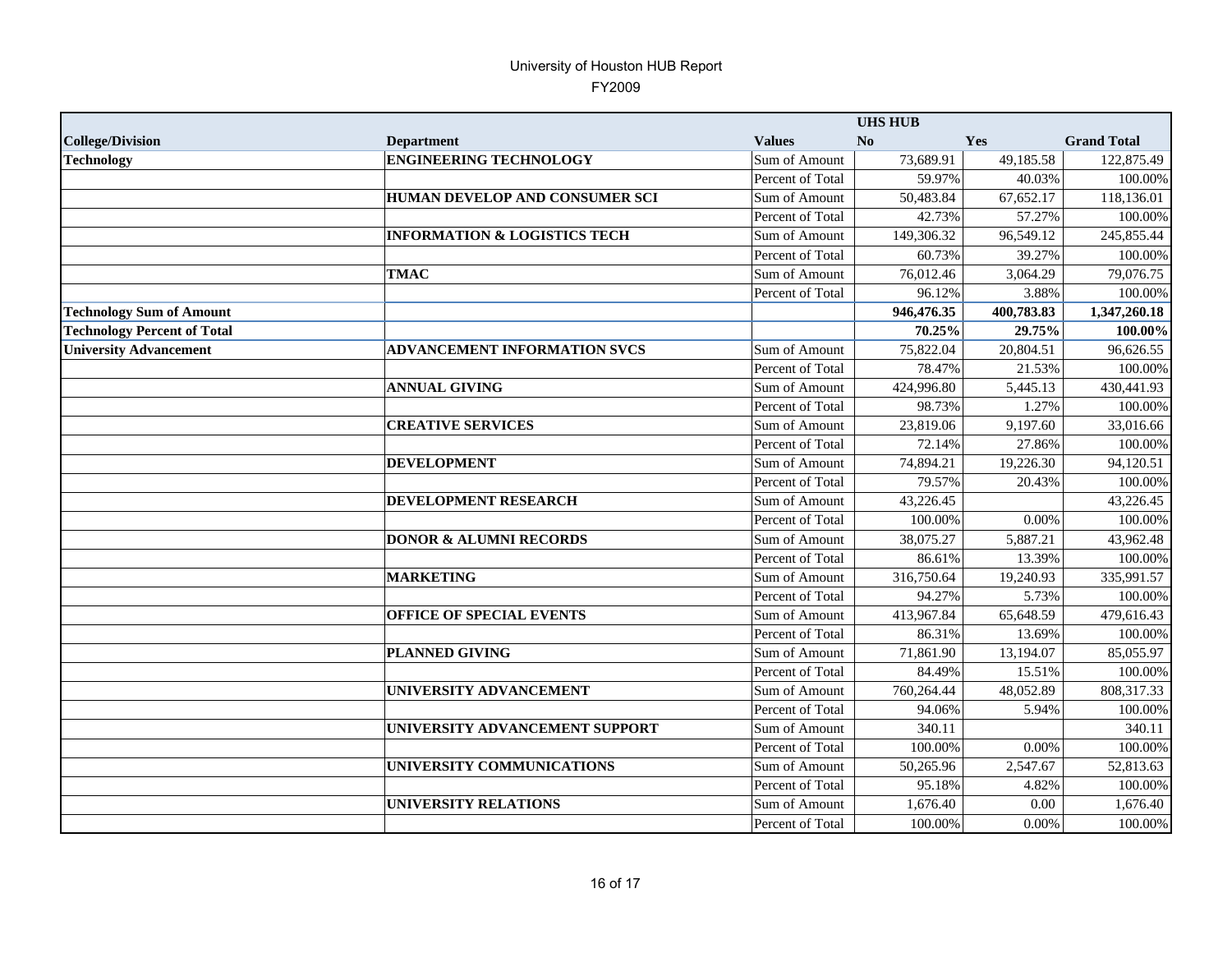# University of Houston HUB Report

FY2009

| | | | UHS HUB | | |
|---|---|---|---|---|---|
| **College/Division** | **Department** | **Values** | **No** | **Yes** | **Grand Total** |
| **Technology** | **ENGINEERING TECHNOLOGY** | Sum of Amount | 73,689.91 | 49,185.58 | 122,875.49 |
| | | Percent of Total | 59.97% | 40.03% | 100.00% |
| | **HUMAN DEVELOP AND CONSUMER SCI** | Sum of Amount | 50,483.84 | 67,652.17 | 118,136.01 |
| | | Percent of Total | 42.73% | 57.27% | 100.00% |
| | **INFORMATION & LOGISTICS TECH** | Sum of Amount | 149,306.32 | 96,549.12 | 245,855.44 |
| | | Percent of Total | 60.73% | 39.27% | 100.00% |
| | **TMAC** | Sum of Amount | 76,012.46 | 3,064.29 | 79,076.75 |
| | | Percent of Total | 96.12% | 3.88% | 100.00% |
| **Technology Sum of Amount** | | | **946,476.35** | **400,783.83** | **1,347,260.18** |
| **Technology Percent of Total** | | | **70.25%** | **29.75%** | **100.00%** |
| **University Advancement** | **ADVANCEMENT INFORMATION SVCS** | Sum of Amount | 75,822.04 | 20,804.51 | 96,626.55 |
| | | Percent of Total | 78.47% | 21.53% | 100.00% |
| | **ANNUAL GIVING** | Sum of Amount | 424,996.80 | 5,445.13 | 430,441.93 |
| | | Percent of Total | 98.73% | 1.27% | 100.00% |
| | **CREATIVE SERVICES** | Sum of Amount | 23,819.06 | 9,197.60 | 33,016.66 |
| | | Percent of Total | 72.14% | 27.86% | 100.00% |
| | **DEVELOPMENT** | Sum of Amount | 74,894.21 | 19,226.30 | 94,120.51 |
| | | Percent of Total | 79.57% | 20.43% | 100.00% |
| | **DEVELOPMENT RESEARCH** | Sum of Amount | 43,226.45 | | 43,226.45 |
| | | Percent of Total | 100.00% | 0.00% | 100.00% |
| | **DONOR & ALUMNI RECORDS** | Sum of Amount | 38,075.27 | 5,887.21 | 43,962.48 |
| | | Percent of Total | 86.61% | 13.39% | 100.00% |
| | **MARKETING** | Sum of Amount | 316,750.64 | 19,240.93 | 335,991.57 |
| | | Percent of Total | 94.27% | 5.73% | 100.00% |
| | **OFFICE OF SPECIAL EVENTS** | Sum of Amount | 413,967.84 | 65,648.59 | 479,616.43 |
| | | Percent of Total | 86.31% | 13.69% | 100.00% |
| | **PLANNED GIVING** | Sum of Amount | 71,861.90 | 13,194.07 | 85,055.97 |
| | | Percent of Total | 84.49% | 15.51% | 100.00% |
| | **UNIVERSITY ADVANCEMENT** | Sum of Amount | 760,264.44 | 48,052.89 | 808,317.33 |
| | | Percent of Total | 94.06% | 5.94% | 100.00% |
| | **UNIVERSITY ADVANCEMENT SUPPORT** | Sum of Amount | 340.11 | | 340.11 |
| | | Percent of Total | 100.00% | 0.00% | 100.00% |
| | **UNIVERSITY COMMUNICATIONS** | Sum of Amount | 50,265.96 | 2,547.67 | 52,813.63 |
| | | Percent of Total | 95.18% | 4.82% | 100.00% |
| | **UNIVERSITY RELATIONS** | Sum of Amount | 1,676.40 | 0.00 | 1,676.40 |
| | | Percent of Total | 100.00% | 0.00% | 100.00% |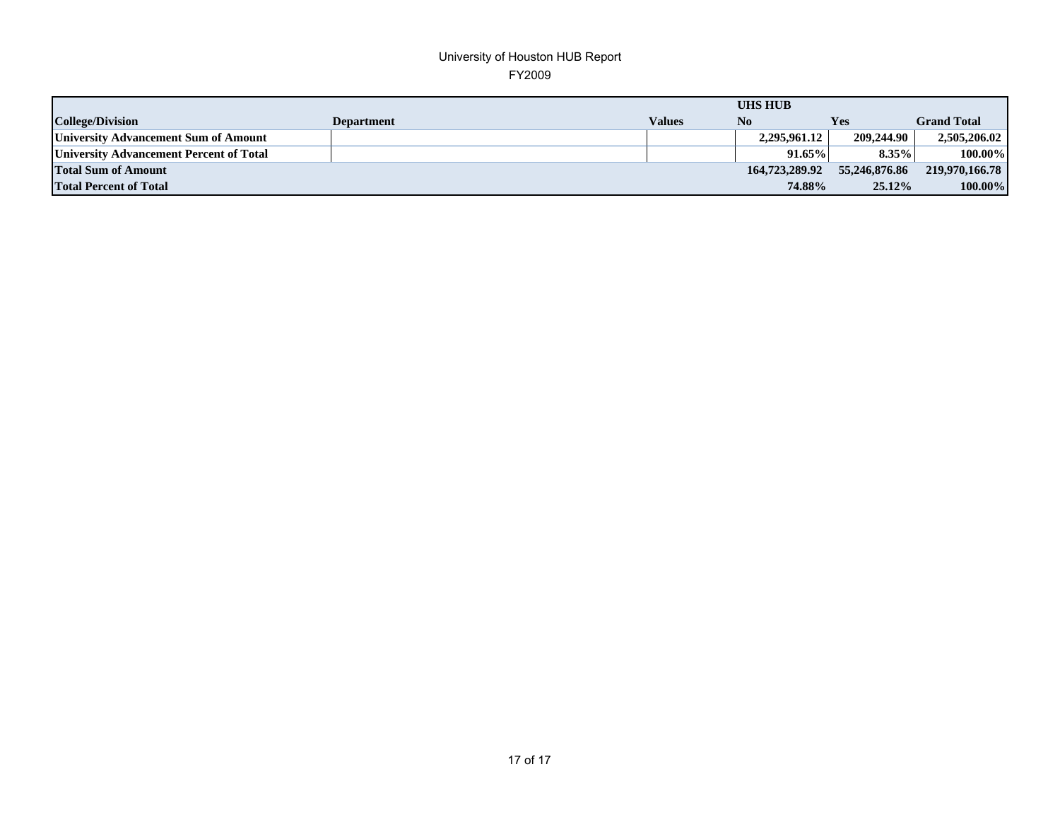University of Houston HUB Report

FY2009

| | | | UHS HUB | | |
|---|---|---|---|---|---|
| **College/Division** | **Department** | **Values** | **No** | **Yes** | **Grand Total** |
| **University Advancement Sum of Amount** | | | **2,295,961.12** | **209,244.90** | **2,505,206.02** |
| **University Advancement Percent of Total** | | | **91.65%** | **8.35%** | **100.00%** |
| **Total Sum of Amount** | | | **164,723,289.92** | **55,246,876.86** | **219,970,166.78** |
| **Total Percent of Total** | | | **74.88%** | **25.12%** | **100.00%** |